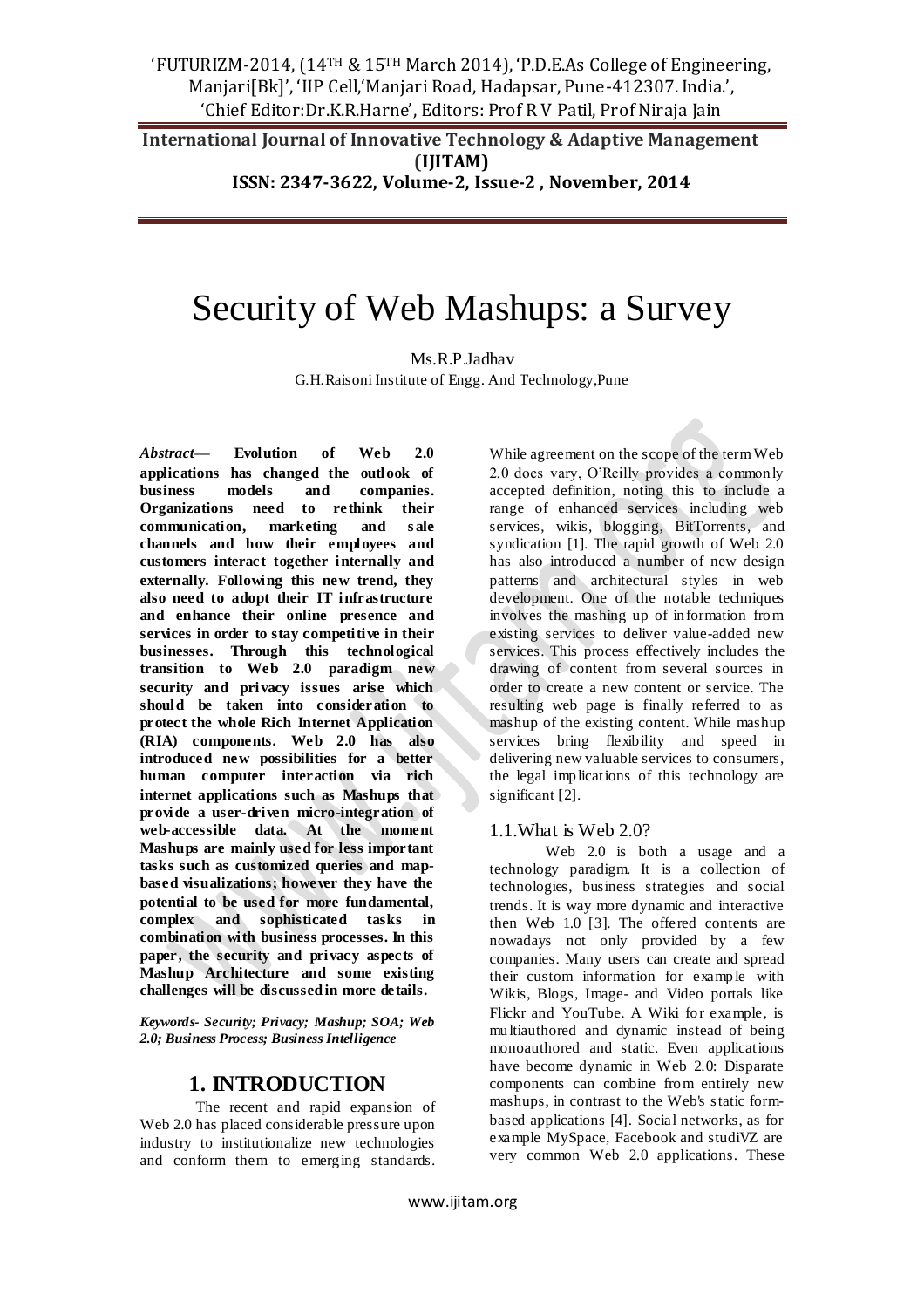# Security of Web Mashups: a Survey

Ms.R.P.Jadhav

G.H.Raisoni Institute of Engg. And Technology,Pune

***Abstract*— Evolution of Web 2.0 applications has changed the outlook of business models and companies. Organizations need to rethink their communication, marketing and sale channels and how their employees and customers interact together internally and externally. Following this new trend, they also need to adopt their IT infrastructure and enhance their online presence and services in order to stay competitive in their businesses. Through this technological transition to Web 2.0 paradigm new security and privacy issues arise which should be taken into consideration to protect the whole Rich Internet Application (RIA) components. Web 2.0 has also introduced new possibilities for a better human computer interaction via rich internet applications such as Mashups that provide a user-driven micro-integration of web-accessible data. At the moment Mashups are mainly used for less important tasks such as customized queries and map-based visualizations; however they have the potential to be used for more fundamental, complex and sophisticated tasks in combination with business processes. In this paper, the security and privacy aspects of Mashup Architecture and some existing challenges will be discussed in more details.**

***Keywords- Security; Privacy; Mashup; SOA; Web 2.0; Business Process; Business Intelligence***

## 1. INTRODUCTION

The recent and rapid expansion of Web 2.0 has placed considerable pressure upon industry to institutionalize new technologies and conform them to emerging standards. While agreement on the scope of the term Web 2.0 does vary, O'Reilly provides a commonly accepted definition, noting this to include a range of enhanced services including web services, wikis, blogging, BitTorrents, and syndication [1]. The rapid growth of Web 2.0 has also introduced a number of new design patterns and architectural styles in web development. One of the notable techniques involves the mashing up of information from existing services to deliver value-added new services. This process effectively includes the drawing of content from several sources in order to create a new content or service. The resulting web page is finally referred to as mashup of the existing content. While mashup services bring flexibility and speed in delivering new valuable services to consumers, the legal implications of this technology are significant [2].

### 1.1.What is Web 2.0?

Web 2.0 is both a usage and a technology paradigm. It is a collection of technologies, business strategies and social trends. It is way more dynamic and interactive then Web 1.0 [3]. The offered contents are nowadays not only provided by a few companies. Many users can create and spread their custom information for example with Wikis, Blogs, Image- and Video portals like Flickr and YouTube. A Wiki for example, is multiauthored and dynamic instead of being monoauthored and static. Even applications have become dynamic in Web 2.0: Disparate components can combine from entirely new mashups, in contrast to the Web's static form-based applications [4]. Social networks, as for example MySpace, Facebook and studiVZ are very common Web 2.0 applications. These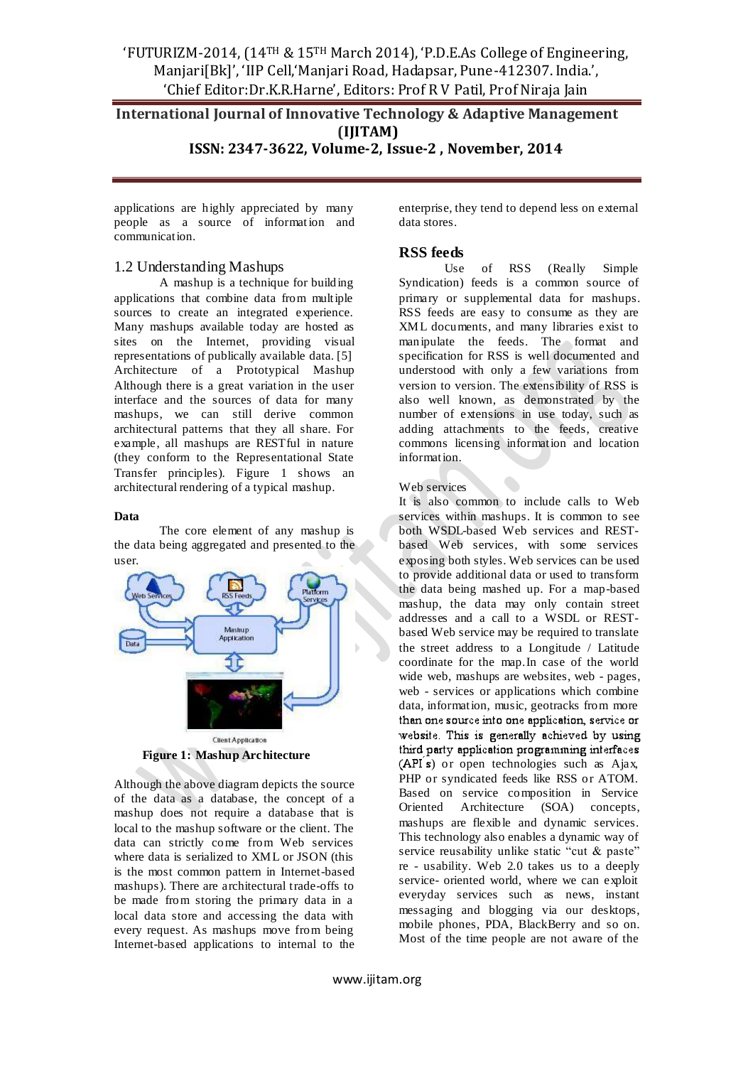applications are highly appreciated by many people as a source of information and communication.

## 1.2 Understanding Mashups

A mashup is a technique for building applications that combine data from multiple sources to create an integrated experience. Many mashups available today are hosted as sites on the Internet, providing visual representations of publically available data. [5]

Architecture of a Prototypical Mashup

Although there is a great variation in the user interface and the sources of data for many mashups, we can still derive common architectural patterns that they all share. For example, all mashups are RESTful in nature (they conform to the Representational State Transfer principles). Figure 1 shows an architectural rendering of a typical mashup.

**Data**

The core element of any mashup is the data being aggregated and presented to the user.

**Figure 1: Mashup Architecture**

Although the above diagram depicts the source of the data as a database, the concept of a mashup does not require a database that is local to the mashup software or the client. The data can strictly come from Web services where data is serialized to XML or JSON (this is the most common pattern in Internet-based mashups). There are architectural trade-offs to be made from storing the primary data in a local data store and accessing the data with every request. As mashups move from being Internet-based applications to internal to the enterprise, they tend to depend less on external data stores.

## RSS feeds

Use of RSS (Really Simple Syndication) feeds is a common source of primary or supplemental data for mashups. RSS feeds are easy to consume as they are XML documents, and many libraries exist to manipulate the feeds. The format and specification for RSS is well documented and understood with only a few variations from version to version. The extensibility of RSS is also well known, as demonstrated by the number of extensions in use today, such as adding attachments to the feeds, creative commons licensing information and location information.

Web services

It is also common to include calls to Web services within mashups. It is common to see both WSDL-based Web services and REST-based Web services, with some services exposing both styles. Web services can be used to provide additional data or used to transform the data being mashed up. For a map-based mashup, the data may only contain street addresses and a call to a WSDL or REST-based Web service may be required to translate the street address to a Longitude / Latitude coordinate for the map. In case of the world wide web, mashups are websites, web - pages, web - services or applications which combine data, information, music, geotracks from more than one source into one application, service or website. This is generally achieved by using third party application programming interfaces (API's) or open technologies such as Ajax, PHP or syndicated feeds like RSS or ATOM. Based on service composition in Service Oriented Architecture (SOA) concepts, mashups are flexible and dynamic services. This technology also enables a dynamic way of service reusability unlike static "cut & paste" re - usability. Web 2.0 takes us to a deeply service- oriented world, where we can exploit everyday services such as news, instant messaging and blogging via our desktops, mobile phones, PDA, BlackBerry and so on. Most of the time people are not aware of the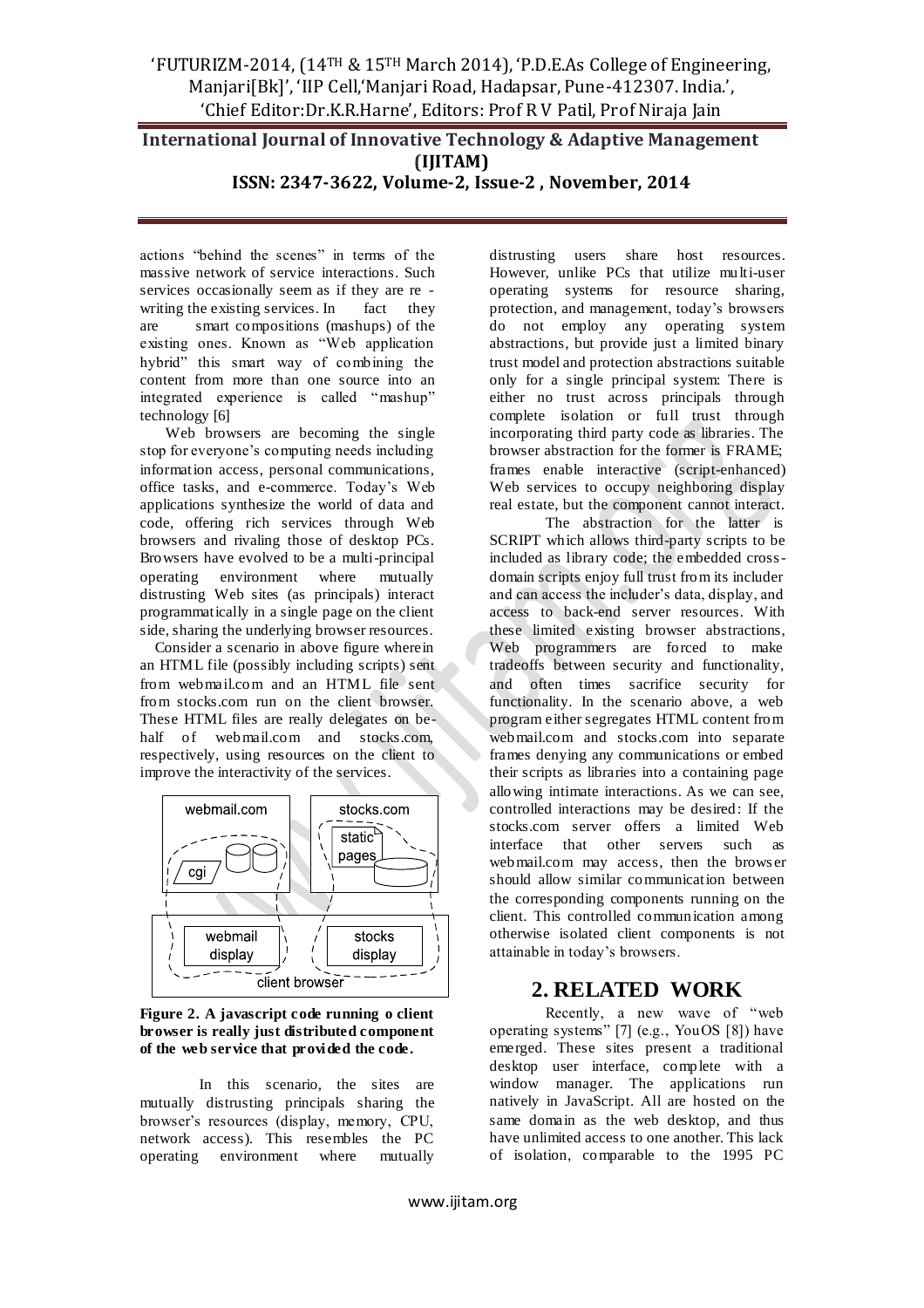actions "behind the scenes" in terms of the massive network of service interactions. Such services occasionally seem as if they are re - writing the existing services. In fact they are smart compositions (mashups) of the existing ones. Known as "Web application hybrid" this smart way of combining the content from more than one source into an integrated experience is called "mashup" technology [6]

Web browsers are becoming the single stop for everyone's computing needs including information access, personal communications, office tasks, and e-commerce. Today's Web applications synthesize the world of data and code, offering rich services through Web browsers and rivaling those of desktop PCs. Browsers have evolved to be a multi-principal operating environment where mutually distrusting Web sites (as principals) interact programmatically in a single page on the client side, sharing the underlying browser resources.

Consider a scenario in above figure wherein an HTML file (possibly including scripts) sent from webmail.com and an HTML file sent from stocks.com run on the client browser. These HTML files are really delegates on behalf of webmail.com and stocks.com, respectively, using resources on the client to improve the interactivity of the services.

**Figure 2. A javascript code running o client browser is really just distributed component of the web service that provided the code.**

In this scenario, the sites are mutually distrusting principals sharing the browser's resources (display, memory, CPU, network access). This resembles the PC operating environment where mutually distrusting users share host resources. However, unlike PCs that utilize multi-user operating systems for resource sharing, protection, and management, today's browsers do not employ any operating system abstractions, but provide just a limited binary trust model and protection abstractions suitable only for a single principal system: There is either no trust across principals through complete isolation or full trust through incorporating third party code as libraries. The browser abstraction for the former is FRAME; frames enable interactive (script-enhanced) Web services to occupy neighboring display real estate, but the component cannot interact.

The abstraction for the latter is SCRIPT which allows third-party scripts to be included as library code; the embedded cross-domain scripts enjoy full trust from its includer and can access the includer's data, display, and access to back-end server resources. With these limited existing browser abstractions, Web programmers are forced to make tradeoffs between security and functionality, and often times sacrifice security for functionality. In the scenario above, a web program either segregates HTML content from webmail.com and stocks.com into separate frames denying any communications or embed their scripts as libraries into a containing page allowing intimate interactions. As we can see, controlled interactions may be desired: If the stocks.com server offers a limited Web interface that other servers such as webmail.com may access, then the browser should allow similar communication between the corresponding components running on the client. This controlled communication among otherwise isolated client components is not attainable in today's browsers.

## 2. RELATED WORK

Recently, a new wave of "web operating systems" [7] (e.g., YouOS [8]) have emerged. These sites present a traditional desktop user interface, complete with a window manager. The applications run natively in JavaScript. All are hosted on the same domain as the web desktop, and thus have unlimited access to one another. This lack of isolation, comparable to the 1995 PC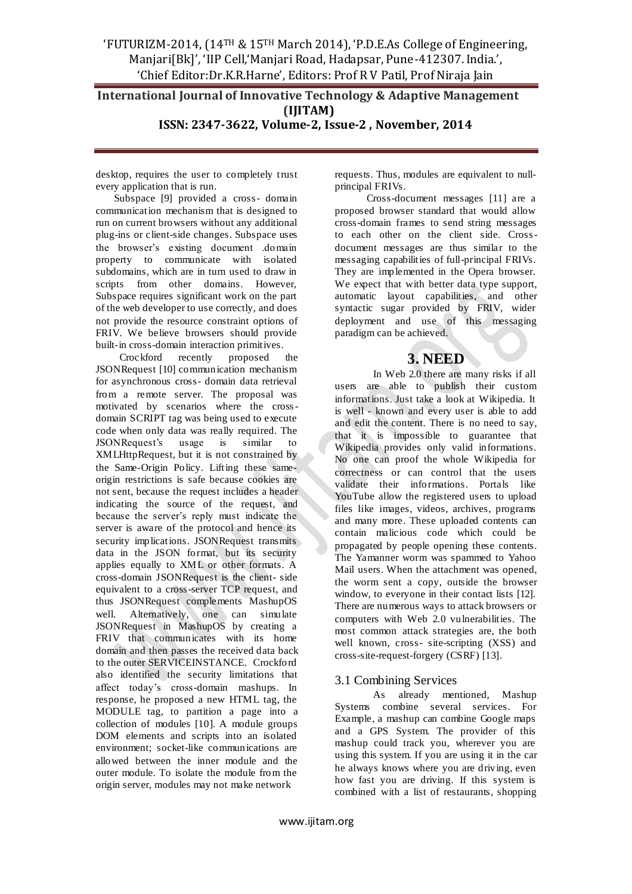desktop, requires the user to completely trust every application that is run.

Subspace [9] provided a cross- domain communication mechanism that is designed to run on current browsers without any additional plug-ins or client-side changes. Subspace uses the browser's existing document .domain property to communicate with isolated subdomains, which are in turn used to draw in scripts from other domains. However, Subspace requires significant work on the part of the web developer to use correctly, and does not provide the resource constraint options of FRIV. We believe browsers should provide built-in cross-domain interaction primitives.

Crockford recently proposed the JSONRequest [10] communication mechanism for asynchronous cross- domain data retrieval from a remote server. The proposal was motivated by scenarios where the cross-domain SCRIPT tag was being used to execute code when only data was really required. The JSONRequest's usage is similar to XMLHttpRequest, but it is not constrained by the Same-Origin Policy. Lifting these same-origin restrictions is safe because cookies are not sent, because the request includes a header indicating the source of the request, and because the server's reply must indicate the server is aware of the protocol and hence its security implications. JSONRequest transmits data in the JSON format, but its security applies equally to XML or other formats. A cross-domain JSONRequest is the client- side equivalent to a cross-server TCP request, and thus JSONRequest complements MashupOS well. Alternatively, one can simulate JSONRequest in MashupOS by creating a FRIV that communicates with its home domain and then passes the received data back to the outer SERVICEINSTANCE. Crockford also identified the security limitations that affect today's cross-domain mashups. In response, he proposed a new HTML tag, the MODULE tag, to partition a page into a collection of modules [10]. A module groups DOM elements and scripts into an isolated environment; socket-like communications are allowed between the inner module and the outer module. To isolate the module from the origin server, modules may not make network requests. Thus, modules are equivalent to null-principal FRIVs.

Cross-document messages [11] are a proposed browser standard that would allow cross-domain frames to send string messages to each other on the client side. Cross-document messages are thus similar to the messaging capabilities of full-principal FRIVs. They are implemented in the Opera browser. We expect that with better data type support, automatic layout capabilities, and other syntactic sugar provided by FRIV, wider deployment and use of this messaging paradigm can be achieved.

# 3. NEED

In Web 2.0 there are many risks if all users are able to publish their custom informations. Just take a look at Wikipedia. It is well - known and every user is able to add and edit the content. There is no need to say, that it is impossible to guarantee that Wikipedia provides only valid informations. No one can proof the whole Wikipedia for correctness or can control that the users validate their informations. Portals like YouTube allow the registered users to upload files like images, videos, archives, programs and many more. These uploaded contents can contain malicious code which could be propagated by people opening these contents. The Yamanner worm was spammed to Yahoo Mail users. When the attachment was opened, the worm sent a copy, outside the browser window, to everyone in their contact lists [12]. There are numerous ways to attack browsers or computers with Web 2.0 vulnerabilities. The most common attack strategies are, the both well known, cross- site-scripting (XSS) and cross-site-request-forgery (CSRF) [13].

## 3.1 Combining Services

As already mentioned, Mashup Systems combine several services. For Example, a mashup can combine Google maps and a GPS System. The provider of this mashup could track you, wherever you are using this system. If you are using it in the car he always knows where you are driving, even how fast you are driving. If this system is combined with a list of restaurants, shopping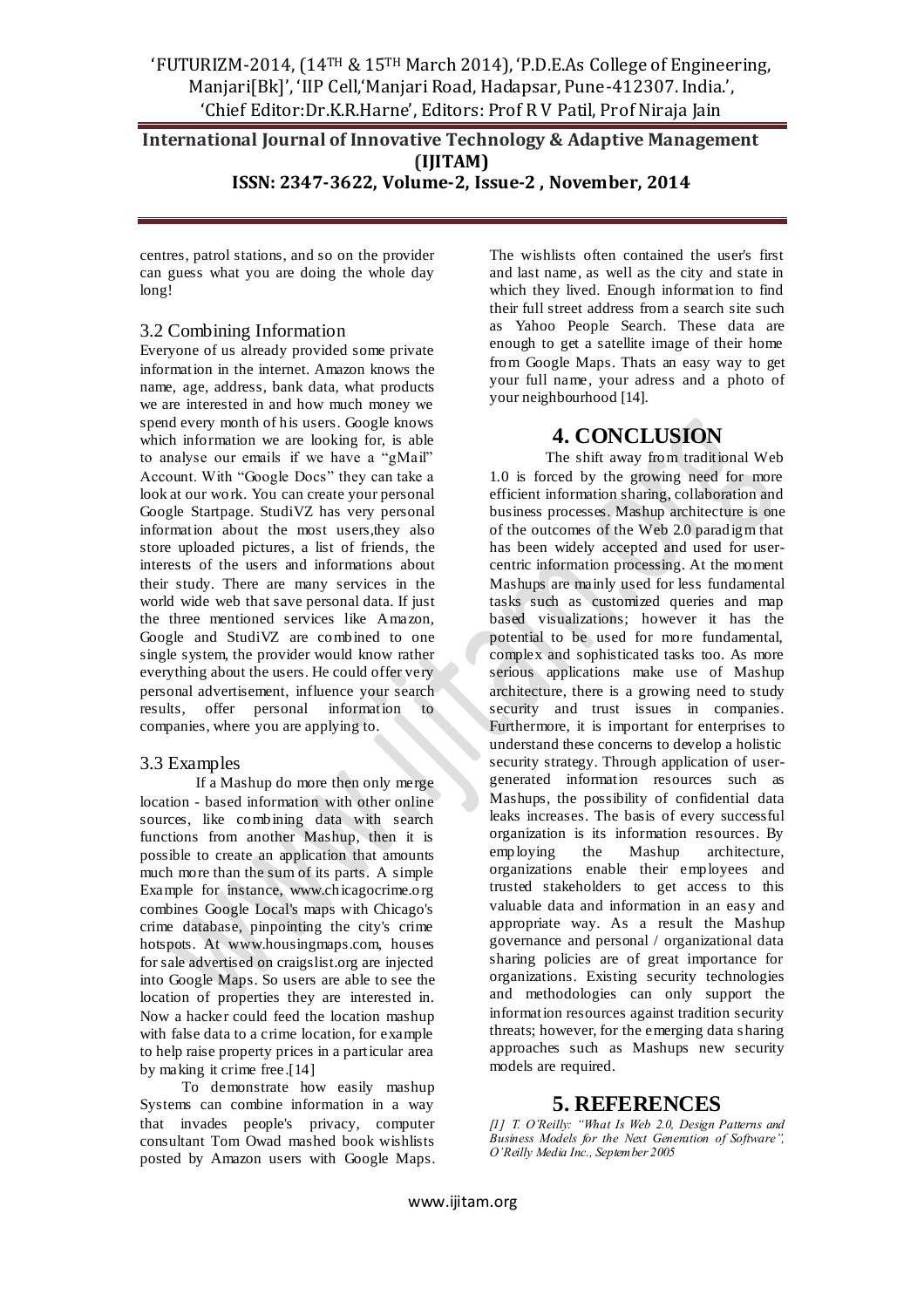centres, patrol stations, and so on the provider can guess what you are doing the whole day long!

### 3.2 Combining Information

Everyone of us already provided some private information in the internet. Amazon knows the name, age, address, bank data, what products we are interested in and how much money we spend every month of his users. Google knows which information we are looking for, is able to analyse our emails if we have a "gMail" Account. With "Google Docs" they can take a look at our work. You can create your personal Google Startpage. StudiVZ has very personal information about the most users,they also store uploaded pictures, a list of friends, the interests of the users and informations about their study. There are many services in the world wide web that save personal data. If just the three mentioned services like Amazon, Google and StudiVZ are combined to one single system, the provider would know rather everything about the users. He could offer very personal advertisement, influence your search results, offer personal information to companies, where you are applying to.

### 3.3 Examples

If a Mashup do more then only merge location - based information with other online sources, like combining data with search functions from another Mashup, then it is possible to create an application that amounts much more than the sum of its parts. A simple Example for instance, www.chicagocrime.org combines Google Local's maps with Chicago's crime database, pinpointing the city's crime hotspots. At www.housingmaps.com, houses for sale advertised on craigslist.org are injected into Google Maps. So users are able to see the location of properties they are interested in. Now a hacker could feed the location mashup with false data to a crime location, for example to help raise property prices in a particular area by making it crime free.[14]

To demonstrate how easily mashup Systems can combine information in a way that invades people's privacy, computer consultant Tom Owad mashed book wishlists posted by Amazon users with Google Maps. The wishlists often contained the user's first and last name, as well as the city and state in which they lived. Enough information to find their full street address from a search site such as Yahoo People Search. These data are enough to get a satellite image of their home from Google Maps. Thats an easy way to get your full name, your adress and a photo of your neighbourhood [14].

## 4. CONCLUSION

The shift away from traditional Web 1.0 is forced by the growing need for more efficient information sharing, collaboration and business processes. Mashup architecture is one of the outcomes of the Web 2.0 paradigm that has been widely accepted and used for user-centric information processing. At the moment Mashups are mainly used for less fundamental tasks such as customized queries and map based visualizations; however it has the potential to be used for more fundamental, complex and sophisticated tasks too. As more serious applications make use of Mashup architecture, there is a growing need to study security and trust issues in companies. Furthermore, it is important for enterprises to understand these concerns to develop a holistic security strategy. Through application of user-generated information resources such as Mashups, the possibility of confidential data leaks increases. The basis of every successful organization is its information resources. By employing the Mashup architecture, organizations enable their employees and trusted stakeholders to get access to this valuable data and information in an easy and appropriate way. As a result the Mashup governance and personal / organizational data sharing policies are of great importance for organizations. Existing security technologies and methodologies can only support the information resources against tradition security threats; however, for the emerging data sharing approaches such as Mashups new security models are required.

## 5. REFERENCES

*[1] T. O'Reilly: "What Is Web 2.0, Design Patterns and Business Models for the Next Generation of Software", O'Reilly Media Inc., September 2005*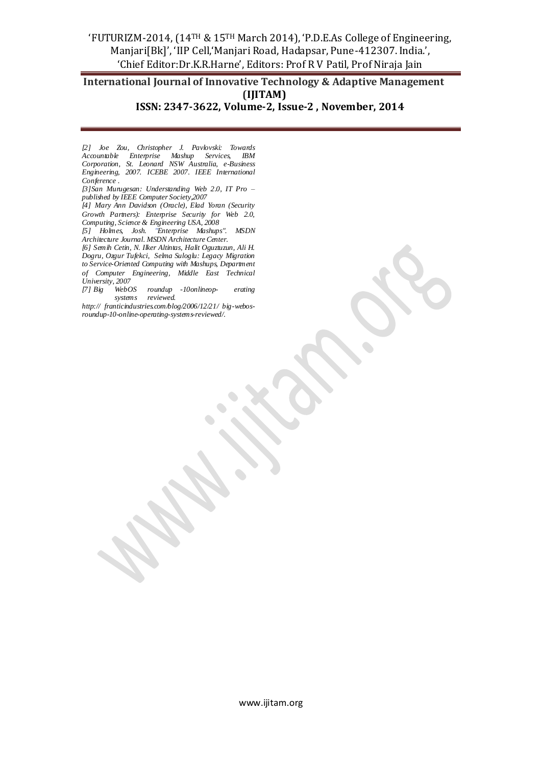*[2] Joe Zou, Christopher J. Pavlovski: Towards Accountable Enterprise Mashup Services, IBM Corporation, St. Leonard NSW Australia, e-Business Engineering, 2007. ICEBE 2007. IEEE International Conference .*

*[3]San Murugesan: Understanding Web 2.0, IT Pro – published by IEEE Computer Society,2007*

*[4] Mary Ann Davidson (Oracle), Elad Yoran (Security Growth Partners): Enterprise Security for Web 2.0, Computing, Science & Engineering USA, 2008*

*[5] Holmes, Josh. "Enterprise Mashups". MSDN Architecture Journal. MSDN Architecture Center.*

*[6] Semih Cetin, N. Ilker Altintas, Halit Oguztuzun, Ali H. Dogru, Ozgur Tufekci, Selma Suloglu: Legacy Migration to Service-Oriented Computing with Mashups, Department of Computer Engineering, Middle East Technical University, 2007*

*[7] Big WebOS roundup -10onlineop- erating systems reviewed.*

*http:// franticindustries.com/blog/2006/12/21/ big-webos-roundup-10-online-operating-systems-reviewed/.*